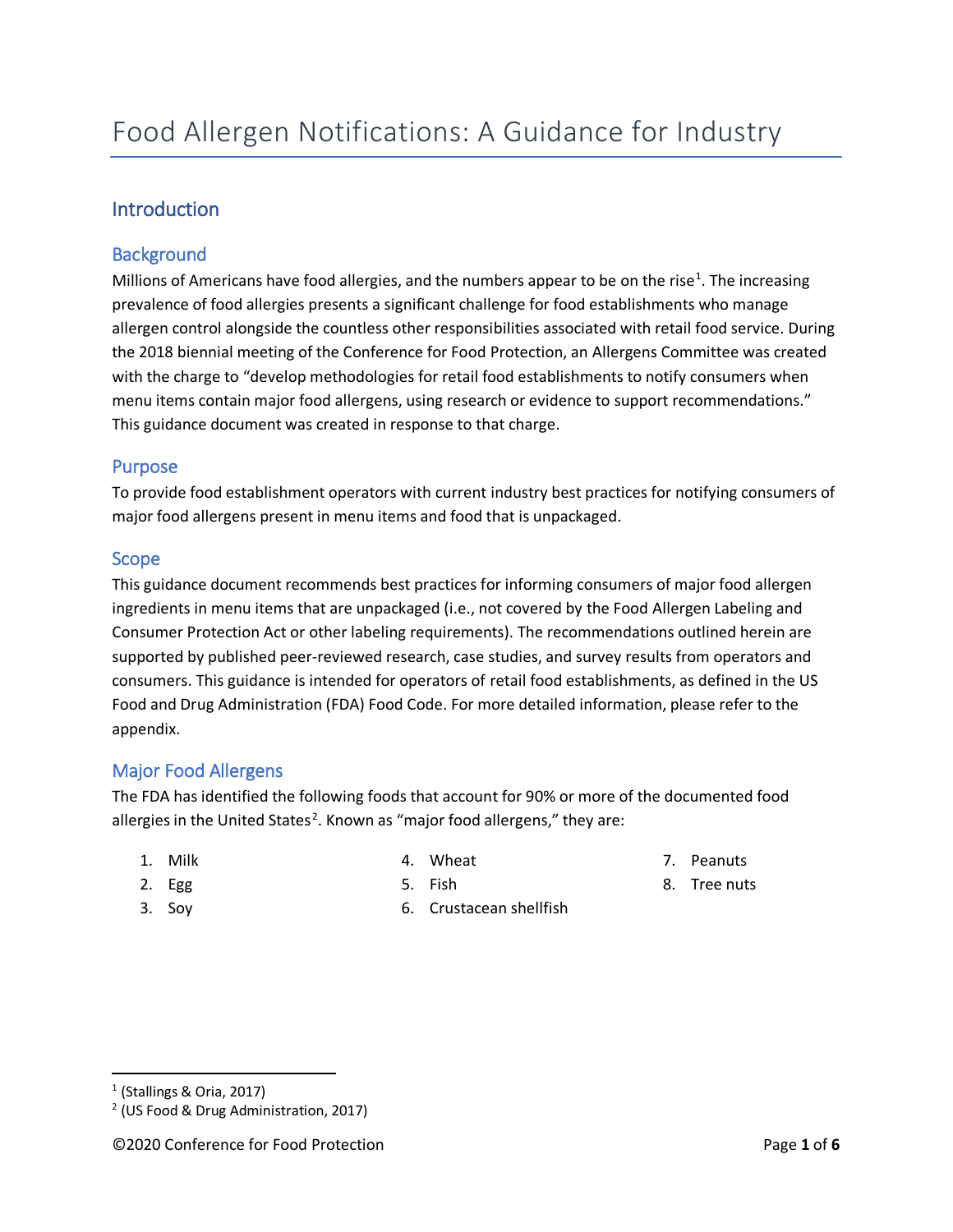# Food Allergen Notifications: A Guidance for Industry

## Introduction

### Background

Millions of Americans have food allergies, and the numbers appear to be on the rise[1]. The increasing prevalence of food allergies presents a significant challenge for food establishments who manage allergen control alongside the countless other responsibilities associated with retail food service. During the 2018 biennial meeting of the Conference for Food Protection, an Allergens Committee was created with the charge to "develop methodologies for retail food establishments to notify consumers when menu items contain major food allergens, using research or evidence to support recommendations." This guidance document was created in response to that charge.

### Purpose

To provide food establishment operators with current industry best practices for notifying consumers of major food allergens present in menu items and food that is unpackaged.

### Scope

This guidance document recommends best practices for informing consumers of major food allergen ingredients in menu items that are unpackaged (i.e., not covered by the Food Allergen Labeling and Consumer Protection Act or other labeling requirements). The recommendations outlined herein are supported by published peer-reviewed research, case studies, and survey results from operators and consumers. This guidance is intended for operators of retail food establishments, as defined in the US Food and Drug Administration (FDA) Food Code. For more detailed information, please refer to the appendix.

### Major Food Allergens

The FDA has identified the following foods that account for 90% or more of the documented food allergies in the United States[2]. Known as "major food allergens," they are:

1. Milk
2. Egg
3. Soy
4. Wheat
5. Fish
6. Crustacean shellfish
7. Peanuts
8. Tree nuts

---

[1] (Stallings & Oria, 2017)

[2] (US Food & Drug Administration, 2017)

©2020 Conference for Food Protection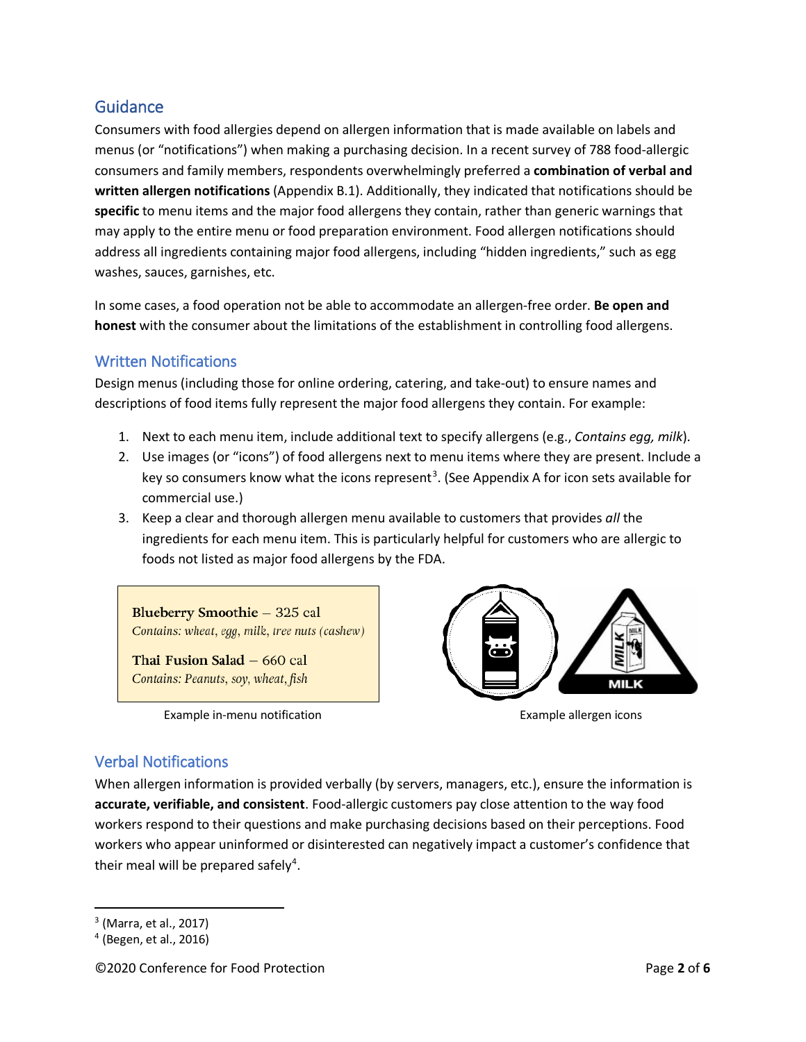## Guidance

Consumers with food allergies depend on allergen information that is made available on labels and menus (or "notifications") when making a purchasing decision. In a recent survey of 788 food-allergic consumers and family members, respondents overwhelmingly preferred a **combination of verbal and written allergen notifications** (Appendix B.1). Additionally, they indicated that notifications should be **specific** to menu items and the major food allergens they contain, rather than generic warnings that may apply to the entire menu or food preparation environment. Food allergen notifications should address all ingredients containing major food allergens, including "hidden ingredients," such as egg washes, sauces, garnishes, etc.

In some cases, a food operation not be able to accommodate an allergen-free order. **Be open and honest** with the consumer about the limitations of the establishment in controlling food allergens.

## Written Notifications

Design menus (including those for online ordering, catering, and take-out) to ensure names and descriptions of food items fully represent the major food allergens they contain. For example:

1. Next to each menu item, include additional text to specify allergens (e.g., *Contains egg, milk*).
2. Use images (or "icons") of food allergens next to menu items where they are present. Include a key so consumers know what the icons represent[3]. (See Appendix A for icon sets available for commercial use.)
3. Keep a clear and thorough allergen menu available to customers that provides *all* the ingredients for each menu item. This is particularly helpful for customers who are allergic to foods not listed as major food allergens by the FDA.

**Blueberry Smoothie** – 325 cal
*Contains: wheat, egg, milk, tree nuts (cashew)*

**Thai Fusion Salad** – 660 cal
*Contains: Peanuts, soy, wheat, fish*

Example in-menu notification

MILK

Example allergen icons

## Verbal Notifications

When allergen information is provided verbally (by servers, managers, etc.), ensure the information is **accurate, verifiable, and consistent**. Food-allergic customers pay close attention to the way food workers respond to their questions and make purchasing decisions based on their perceptions. Food workers who appear uninformed or disinterested can negatively impact a customer's confidence that their meal will be prepared safely[4].

---

[3] (Marra, et al., 2017)
[4] (Begen, et al., 2016)

©2020 Conference for Food Protection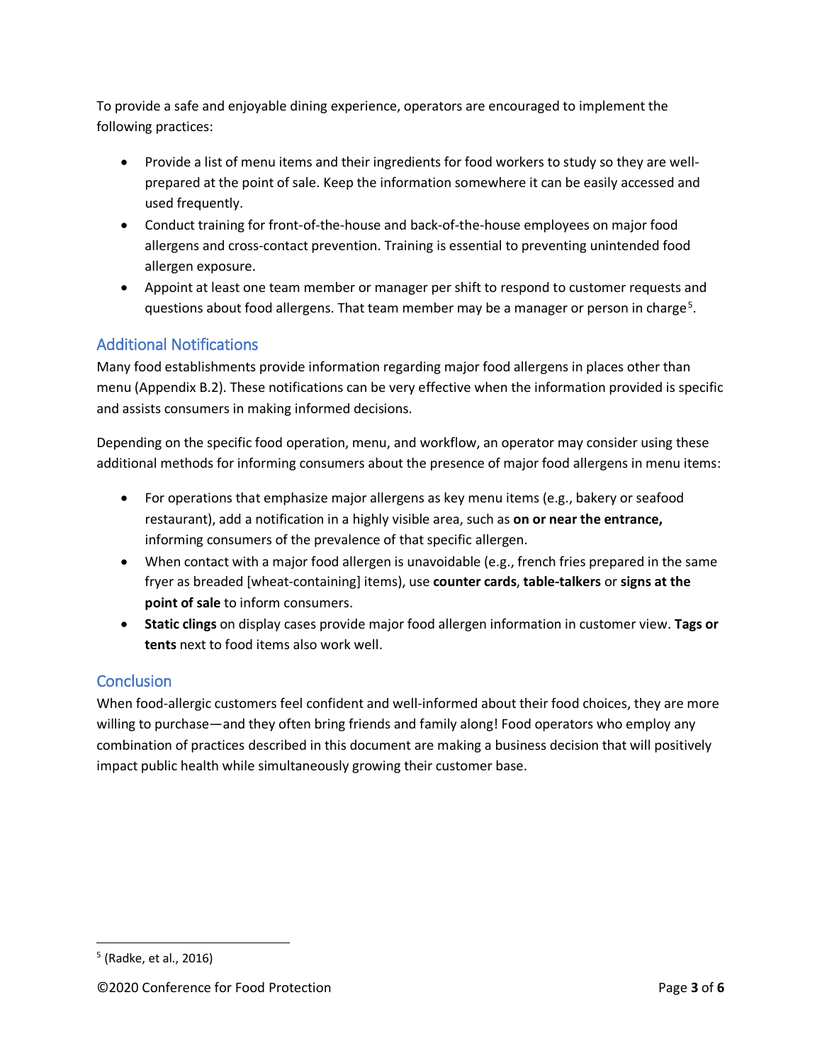To provide a safe and enjoyable dining experience, operators are encouraged to implement the following practices:

- Provide a list of menu items and their ingredients for food workers to study so they are well-prepared at the point of sale. Keep the information somewhere it can be easily accessed and used frequently.
- Conduct training for front-of-the-house and back-of-the-house employees on major food allergens and cross-contact prevention. Training is essential to preventing unintended food allergen exposure.
- Appoint at least one team member or manager per shift to respond to customer requests and questions about food allergens. That team member may be a manager or person in charge[5].

## Additional Notifications

Many food establishments provide information regarding major food allergens in places other than menu (Appendix B.2). These notifications can be very effective when the information provided is specific and assists consumers in making informed decisions.

Depending on the specific food operation, menu, and workflow, an operator may consider using these additional methods for informing consumers about the presence of major food allergens in menu items:

- For operations that emphasize major allergens as key menu items (e.g., bakery or seafood restaurant), add a notification in a highly visible area, such as **on or near the entrance,** informing consumers of the prevalence of that specific allergen.
- When contact with a major food allergen is unavoidable (e.g., french fries prepared in the same fryer as breaded [wheat-containing] items), use **counter cards**, **table-talkers** or **signs at the point of sale** to inform consumers.
- **Static clings** on display cases provide major food allergen information in customer view. **Tags or tents** next to food items also work well.

## Conclusion

When food-allergic customers feel confident and well-informed about their food choices, they are more willing to purchase—and they often bring friends and family along! Food operators who employ any combination of practices described in this document are making a business decision that will positively impact public health while simultaneously growing their customer base.

---

[5] (Radke, et al., 2016)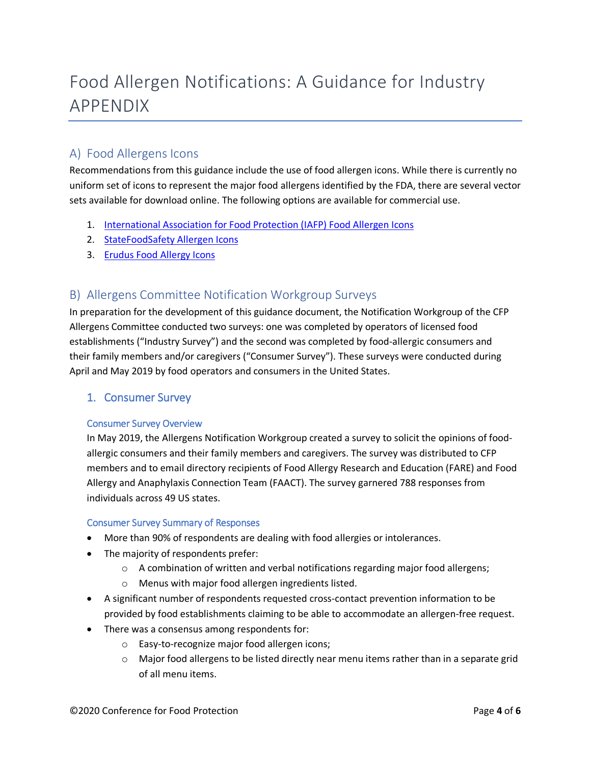# Food Allergen Notifications: A Guidance for Industry APPENDIX

## A) Food Allergens Icons

Recommendations from this guidance include the use of food allergen icons. While there is currently no uniform set of icons to represent the major food allergens identified by the FDA, there are several vector sets available for download online. The following options are available for commercial use.

1. International Association for Food Protection (IAFP) Food Allergen Icons
2. StateFoodSafety Allergen Icons
3. Erudus Food Allergy Icons

## B) Allergens Committee Notification Workgroup Surveys

In preparation for the development of this guidance document, the Notification Workgroup of the CFP Allergens Committee conducted two surveys: one was completed by operators of licensed food establishments ("Industry Survey") and the second was completed by food-allergic consumers and their family members and/or caregivers ("Consumer Survey"). These surveys were conducted during April and May 2019 by food operators and consumers in the United States.

### 1. Consumer Survey

#### Consumer Survey Overview

In May 2019, the Allergens Notification Workgroup created a survey to solicit the opinions of food-allergic consumers and their family members and caregivers. The survey was distributed to CFP members and to email directory recipients of Food Allergy Research and Education (FARE) and Food Allergy and Anaphylaxis Connection Team (FAACT). The survey garnered 788 responses from individuals across 49 US states.

#### Consumer Survey Summary of Responses

- More than 90% of respondents are dealing with food allergies or intolerances.
- The majority of respondents prefer:
  - A combination of written and verbal notifications regarding major food allergens;
  - Menus with major food allergen ingredients listed.
- A significant number of respondents requested cross-contact prevention information to be provided by food establishments claiming to be able to accommodate an allergen-free request.
- There was a consensus among respondents for:
  - Easy-to-recognize major food allergen icons;
  - Major food allergens to be listed directly near menu items rather than in a separate grid of all menu items.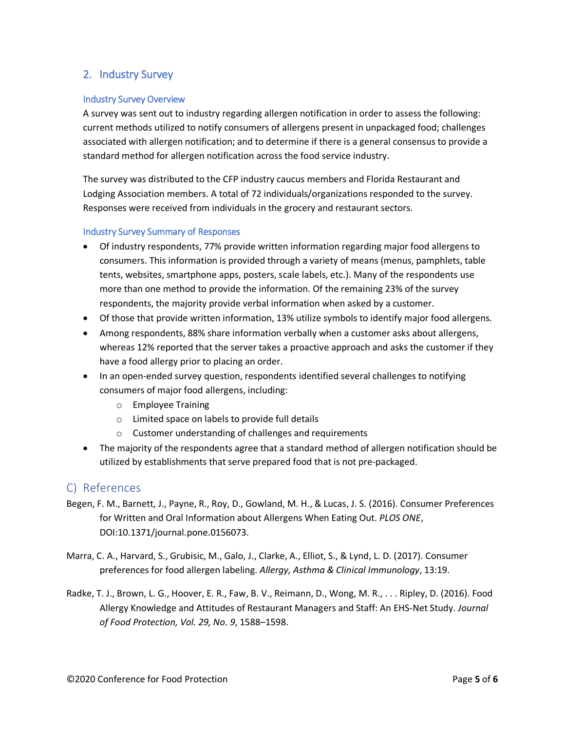## 2. Industry Survey

### Industry Survey Overview

A survey was sent out to industry regarding allergen notification in order to assess the following: current methods utilized to notify consumers of allergens present in unpackaged food; challenges associated with allergen notification; and to determine if there is a general consensus to provide a standard method for allergen notification across the food service industry.

The survey was distributed to the CFP industry caucus members and Florida Restaurant and Lodging Association members. A total of 72 individuals/organizations responded to the survey. Responses were received from individuals in the grocery and restaurant sectors.

### Industry Survey Summary of Responses

- Of industry respondents, 77% provide written information regarding major food allergens to consumers. This information is provided through a variety of means (menus, pamphlets, table tents, websites, smartphone apps, posters, scale labels, etc.). Many of the respondents use more than one method to provide the information. Of the remaining 23% of the survey respondents, the majority provide verbal information when asked by a customer.
- Of those that provide written information, 13% utilize symbols to identify major food allergens.
- Among respondents, 88% share information verbally when a customer asks about allergens, whereas 12% reported that the server takes a proactive approach and asks the customer if they have a food allergy prior to placing an order.
- In an open-ended survey question, respondents identified several challenges to notifying consumers of major food allergens, including:
    - Employee Training
    - Limited space on labels to provide full details
    - Customer understanding of challenges and requirements
- The majority of the respondents agree that a standard method of allergen notification should be utilized by establishments that serve prepared food that is not pre-packaged.

# C) References

Begen, F. M., Barnett, J., Payne, R., Roy, D., Gowland, M. H., & Lucas, J. S. (2016). Consumer Preferences for Written and Oral Information about Allergens When Eating Out. *PLOS ONE*, DOI:10.1371/journal.pone.0156073.

Marra, C. A., Harvard, S., Grubisic, M., Galo, J., Clarke, A., Elliot, S., & Lynd, L. D. (2017). Consumer preferences for food allergen labeling. *Allergy, Asthma & Clinical Immunology*, 13:19.

Radke, T. J., Brown, L. G., Hoover, E. R., Faw, B. V., Reimann, D., Wong, M. R., . . . Ripley, D. (2016). Food Allergy Knowledge and Attitudes of Restaurant Managers and Staff: An EHS-Net Study. *Journal of Food Protection, Vol. 29, No. 9*, 1588–1598.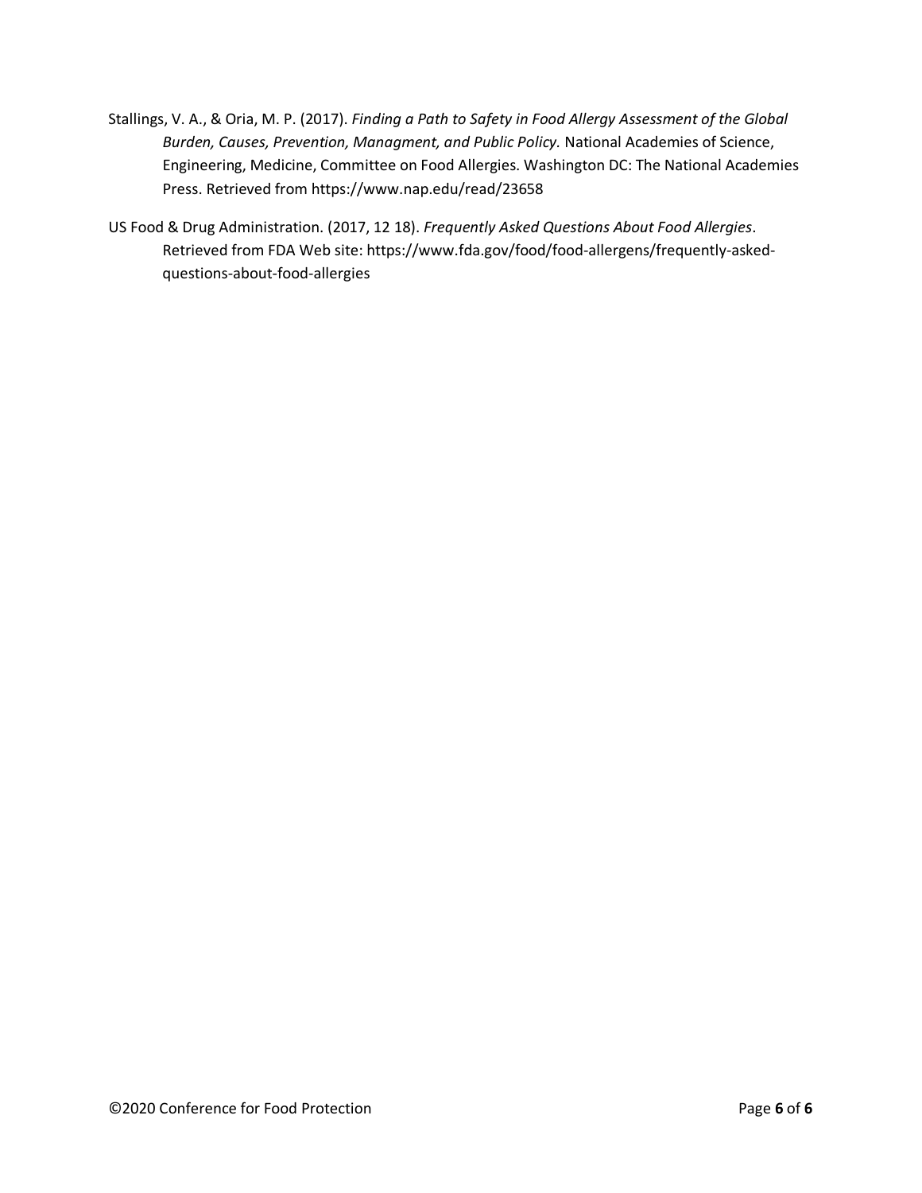Stallings, V. A., & Oria, M. P. (2017). *Finding a Path to Safety in Food Allergy Assessment of the Global Burden, Causes, Prevention, Managment, and Public Policy.* National Academies of Science, Engineering, Medicine, Committee on Food Allergies. Washington DC: The National Academies Press. Retrieved from https://www.nap.edu/read/23658

US Food & Drug Administration. (2017, 12 18). *Frequently Asked Questions About Food Allergies*. Retrieved from FDA Web site: https://www.fda.gov/food/food-allergens/frequently-asked-questions-about-food-allergies

©2020 Conference for Food Protection